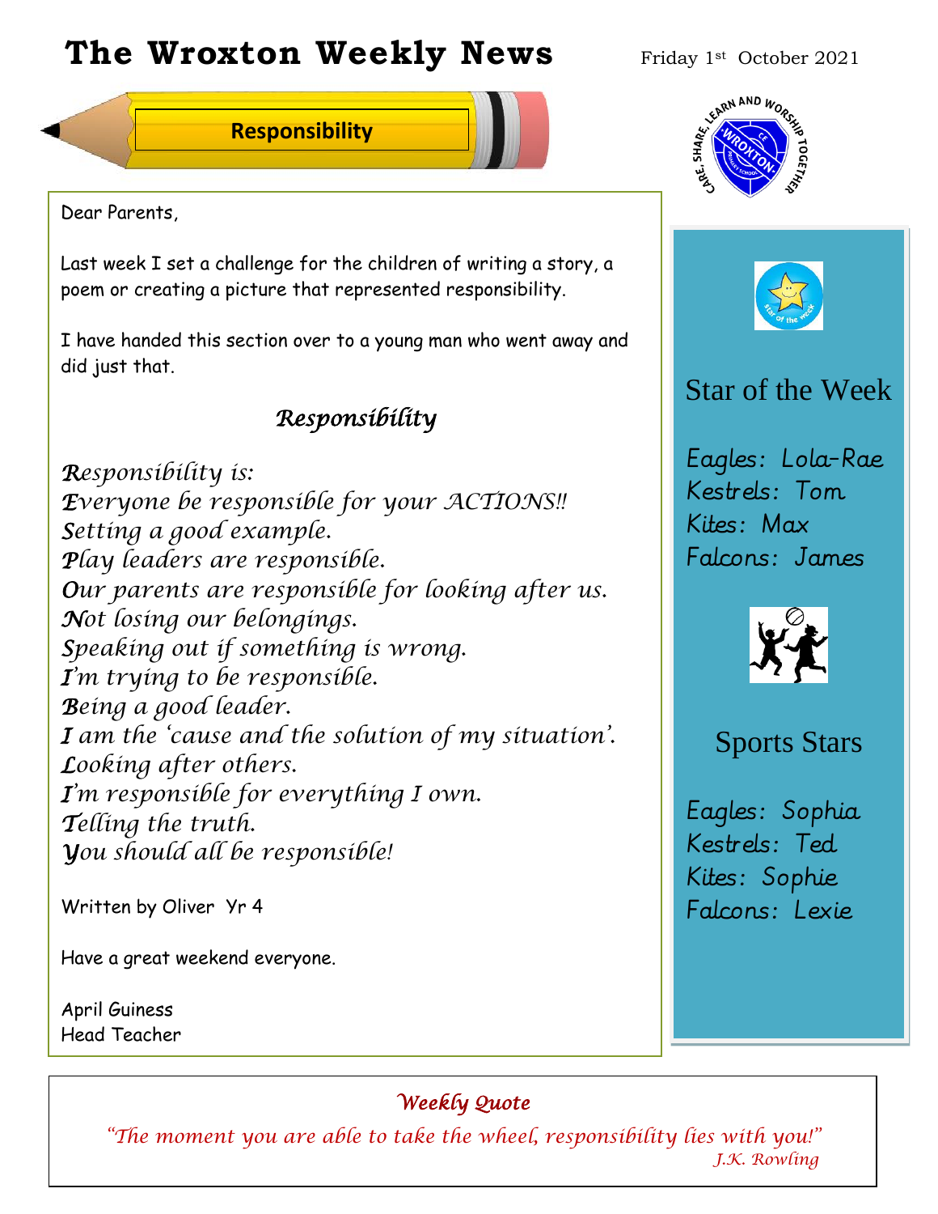# The Wroxton Weekly News

Friday 1st October 2021

## Responsibility

Dear Parents,

Last week I set a challenge for the children of writing a story, a poem or creating a picture that represented responsibility.

I have handed this section over to a young man who went away and did just that.

### *Responsibility*

*Responsibility is:*
*Everyone be responsible for your ACTIONS!!*
*Setting a good example.*
*Play leaders are responsible.*
*Our parents are responsible for looking after us.*
*Not losing our belongings.*
*Speaking out if something is wrong.*
*I'm trying to be responsible.*
*Being a good leader.*
*I am the 'cause and the solution of my situation'.*
*Looking after others.*
*I'm responsible for everything I own.*
*Telling the truth.*
*You should all be responsible!*

Written by Oliver Yr 4

Have a great weekend everyone.

April Guiness
Head Teacher

CARE, SHARE, LEARN AND WORSHIP TOGETHER
WROXTON CE PRIMARY SCHOOL

## Star of the Week

Eagles: Lola-Rae
Kestrels: Tom
Kites: Max
Falcons: James

## Sports Stars

Eagles: Sophia
Kestrels: Ted
Kites: Sophie
Falcons: Lexie

### *Weekly Quote*

*"The moment you are able to take the wheel, responsibility lies with you!"*
*J.K. Rowling*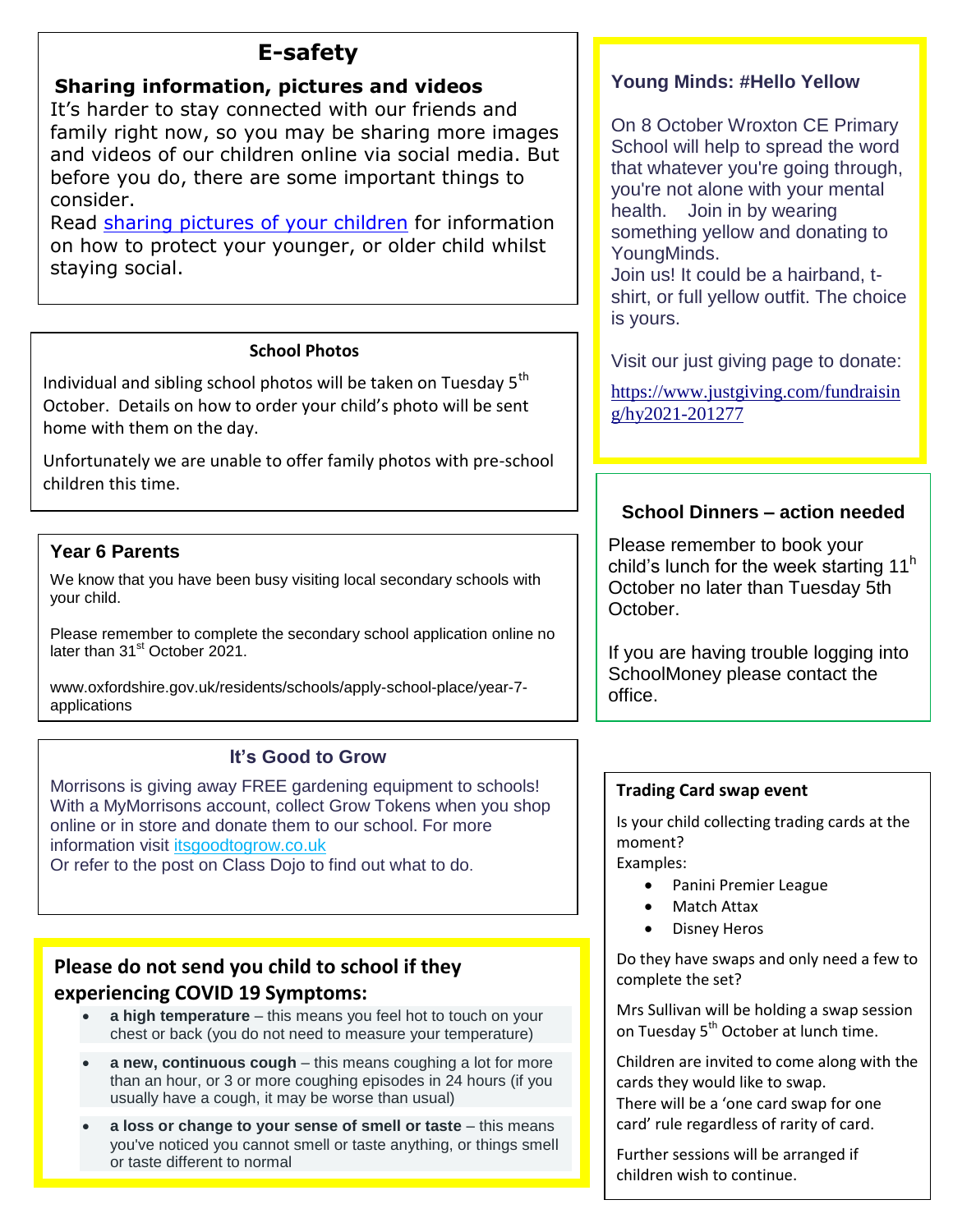## E-safety

### Sharing information, pictures and videos

It's harder to stay connected with our friends and family right now, so you may be sharing more images and videos of our children online via social media. But before you do, there are some important things to consider.

Read sharing pictures of your children for information on how to protect your younger, or older child whilst staying social.

### School Photos

Individual and sibling school photos will be taken on Tuesday 5th October. Details on how to order your child's photo will be sent home with them on the day.

Unfortunately we are unable to offer family photos with pre-school children this time.

### Year 6 Parents

We know that you have been busy visiting local secondary schools with your child.

Please remember to complete the secondary school application online no later than 31st October 2021.

www.oxfordshire.gov.uk/residents/schools/apply-school-place/year-7-applications

### It's Good to Grow

Morrisons is giving away FREE gardening equipment to schools! With a MyMorrisons account, collect Grow Tokens when you shop online or in store and donate them to our school. For more information visit itsgoodtogrow.co.uk
Or refer to the post on Class Dojo to find out what to do.

### Please do not send you child to school if they experiencing COVID 19 Symptoms:

- **a high temperature** – this means you feel hot to touch on your chest or back (you do not need to measure your temperature)
- **a new, continuous cough** – this means coughing a lot for more than an hour, or 3 or more coughing episodes in 24 hours (if you usually have a cough, it may be worse than usual)
- **a loss or change to your sense of smell or taste** – this means you've noticed you cannot smell or taste anything, or things smell or taste different to normal

### Young Minds: #Hello Yellow

On 8 October Wroxton CE Primary School will help to spread the word that whatever you're going through, you're not alone with your mental health. Join in by wearing something yellow and donating to YoungMinds.
Join us! It could be a hairband, t-shirt, or full yellow outfit. The choice is yours.

Visit our just giving page to donate:

https://www.justgiving.com/fundraising/hy2021-201277

### School Dinners – action needed

Please remember to book your child's lunch for the week starting 11h October no later than Tuesday 5th October.

If you are having trouble logging into SchoolMoney please contact the office.

### Trading Card swap event

Is your child collecting trading cards at the moment?
Examples:

- Panini Premier League
- Match Attax
- Disney Heros

Do they have swaps and only need a few to complete the set?

Mrs Sullivan will be holding a swap session on Tuesday 5th October at lunch time.

Children are invited to come along with the cards they would like to swap.
There will be a 'one card swap for one card' rule regardless of rarity of card.

Further sessions will be arranged if children wish to continue.